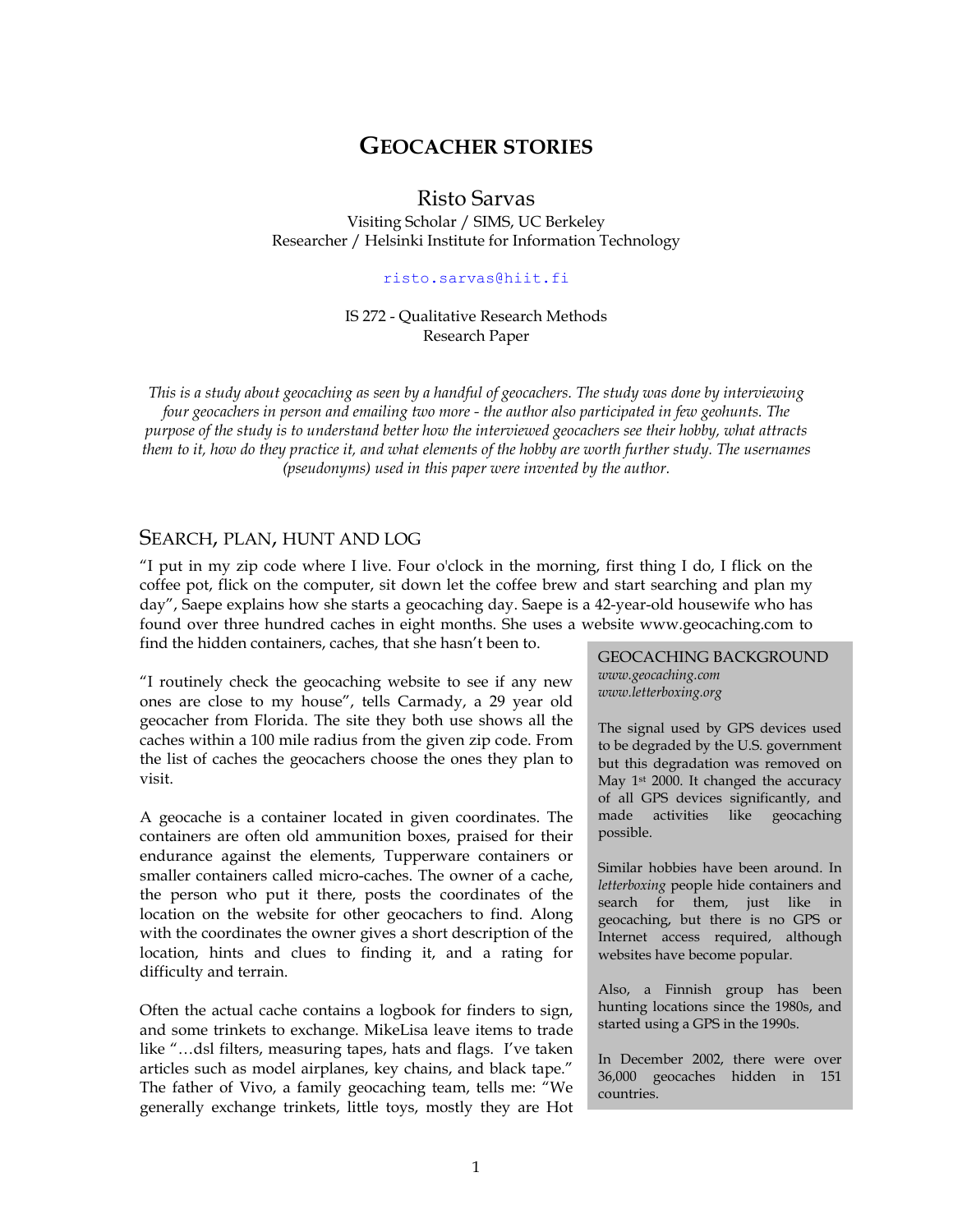# GEOCACHER STORIES

Risto Sarvas
Visiting Scholar / SIMS, UC Berkeley
Researcher / Helsinki Institute for Information Technology

risto.sarvas@hiit.fi

IS 272 - Qualitative Research Methods
Research Paper

*This is a study about geocaching as seen by a handful of geocachers. The study was done by interviewing four geocachers in person and emailing two more - the author also participated in few geohunts. The purpose of the study is to understand better how the interviewed geocachers see their hobby, what attracts them to it, how do they practice it, and what elements of the hobby are worth further study. The usernames (pseudonyms) used in this paper were invented by the author.*

## SEARCH, PLAN, HUNT AND LOG

"I put in my zip code where I live. Four o'clock in the morning, first thing I do, I flick on the coffee pot, flick on the computer, sit down let the coffee brew and start searching and plan my day", Saepe explains how she starts a geocaching day. Saepe is a 42-year-old housewife who has found over three hundred caches in eight months. She uses a website www.geocaching.com to find the hidden containers, caches, that she hasn't been to.

"I routinely check the geocaching website to see if any new ones are close to my house", tells Carmady, a 29 year old geocacher from Florida. The site they both use shows all the caches within a 100 mile radius from the given zip code. From the list of caches the geocachers choose the ones they plan to visit.

A geocache is a container located in given coordinates. The containers are often old ammunition boxes, praised for their endurance against the elements, Tupperware containers or smaller containers called micro-caches. The owner of a cache, the person who put it there, posts the coordinates of the location on the website for other geocachers to find. Along with the coordinates the owner gives a short description of the location, hints and clues to finding it, and a rating for difficulty and terrain.

Often the actual cache contains a logbook for finders to sign, and some trinkets to exchange. MikeLisa leave items to trade like "…dsl filters, measuring tapes, hats and flags. I've taken articles such as model airplanes, key chains, and black tape." The father of Vivo, a family geocaching team, tells me: "We generally exchange trinkets, little toys, mostly they are Hot

> GEOCACHING BACKGROUND
> *www.geocaching.com*
> *www.letterboxing.org*
>
> The signal used by GPS devices used to be degraded by the U.S. government but this degradation was removed on May 1st 2000. It changed the accuracy of all GPS devices significantly, and made activities like geocaching possible.
>
> Similar hobbies have been around. In *letterboxing* people hide containers and search for them, just like in geocaching, but there is no GPS or Internet access required, although websites have become popular.
>
> Also, a Finnish group has been hunting locations since the 1980s, and started using a GPS in the 1990s.
>
> In December 2002, there were over 36,000 geocaches hidden in 151 countries.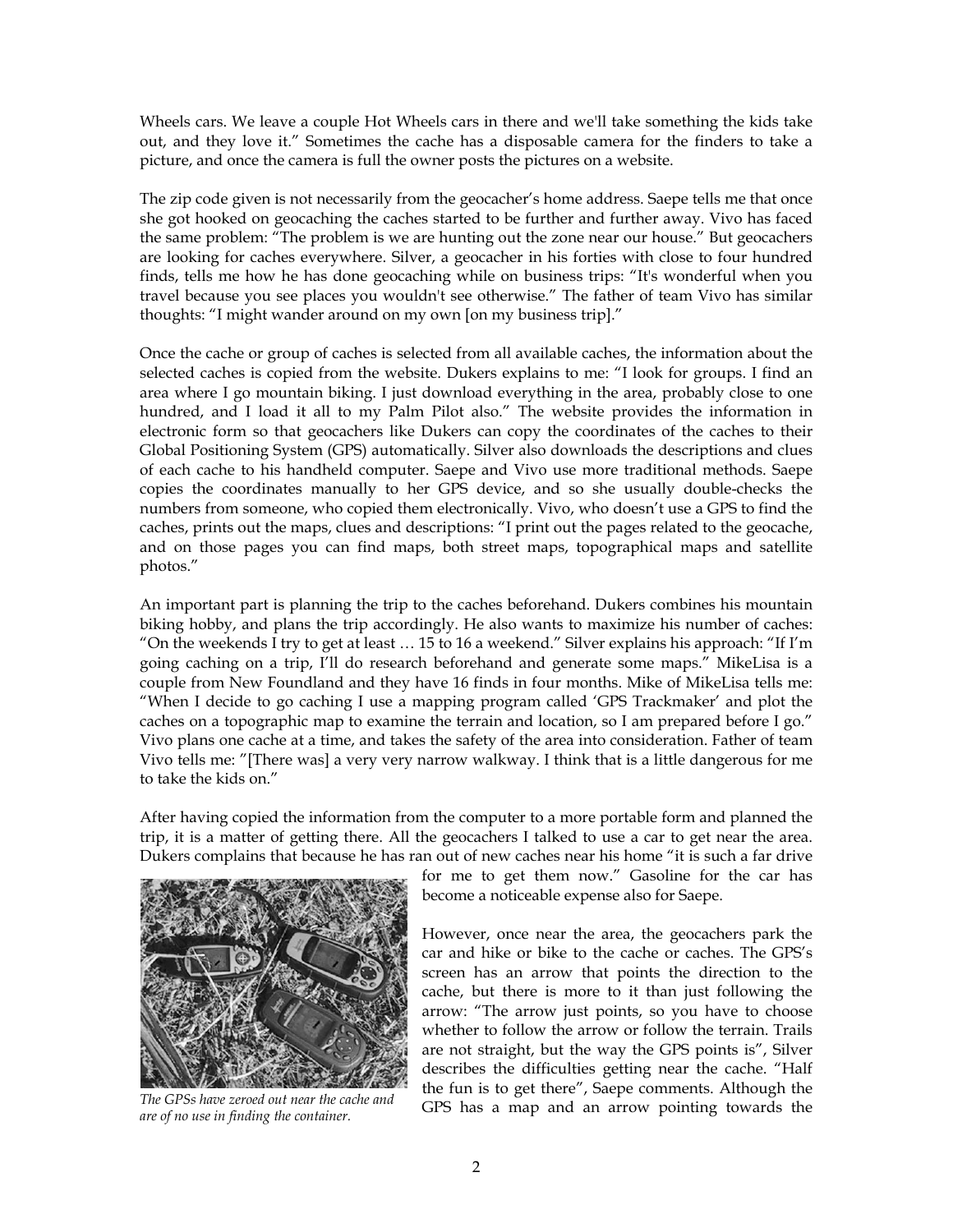Wheels cars. We leave a couple Hot Wheels cars in there and we'll take something the kids take out, and they love it." Sometimes the cache has a disposable camera for the finders to take a picture, and once the camera is full the owner posts the pictures on a website.

The zip code given is not necessarily from the geocacher's home address. Saepe tells me that once she got hooked on geocaching the caches started to be further and further away. Vivo has faced the same problem: "The problem is we are hunting out the zone near our house." But geocachers are looking for caches everywhere. Silver, a geocacher in his forties with close to four hundred finds, tells me how he has done geocaching while on business trips: "It's wonderful when you travel because you see places you wouldn't see otherwise." The father of team Vivo has similar thoughts: "I might wander around on my own [on my business trip]."

Once the cache or group of caches is selected from all available caches, the information about the selected caches is copied from the website. Dukers explains to me: "I look for groups. I find an area where I go mountain biking. I just download everything in the area, probably close to one hundred, and I load it all to my Palm Pilot also." The website provides the information in electronic form so that geocachers like Dukers can copy the coordinates of the caches to their Global Positioning System (GPS) automatically. Silver also downloads the descriptions and clues of each cache to his handheld computer. Saepe and Vivo use more traditional methods. Saepe copies the coordinates manually to her GPS device, and so she usually double-checks the numbers from someone, who copied them electronically. Vivo, who doesn't use a GPS to find the caches, prints out the maps, clues and descriptions: "I print out the pages related to the geocache, and on those pages you can find maps, both street maps, topographical maps and satellite photos."

An important part is planning the trip to the caches beforehand. Dukers combines his mountain biking hobby, and plans the trip accordingly. He also wants to maximize his number of caches: "On the weekends I try to get at least … 15 to 16 a weekend." Silver explains his approach: "If I'm going caching on a trip, I'll do research beforehand and generate some maps." MikeLisa is a couple from New Foundland and they have 16 finds in four months. Mike of MikeLisa tells me: "When I decide to go caching I use a mapping program called 'GPS Trackmaker' and plot the caches on a topographic map to examine the terrain and location, so I am prepared before I go." Vivo plans one cache at a time, and takes the safety of the area into consideration. Father of team Vivo tells me: "[There was] a very very narrow walkway. I think that is a little dangerous for me to take the kids on."

After having copied the information from the computer to a more portable form and planned the trip, it is a matter of getting there. All the geocachers I talked to use a car to get near the area. Dukers complains that because he has run out of new caches near his home "it is such a far drive for me to get them now." Gasoline for the car has become a noticeable expense also for Saepe.

*The GPSs have zeroed out near the cache and are of no use in finding the container.*

However, once near the area, the geocachers park the car and hike or bike to the cache or caches. The GPS's screen has an arrow that points the direction to the cache, but there is more to it than just following the arrow: "The arrow just points, so you have to choose whether to follow the arrow or follow the terrain. Trails are not straight, but the way the GPS points is", Silver describes the difficulties getting near the cache. "Half the fun is to get there", Saepe comments. Although the GPS has a map and an arrow pointing towards the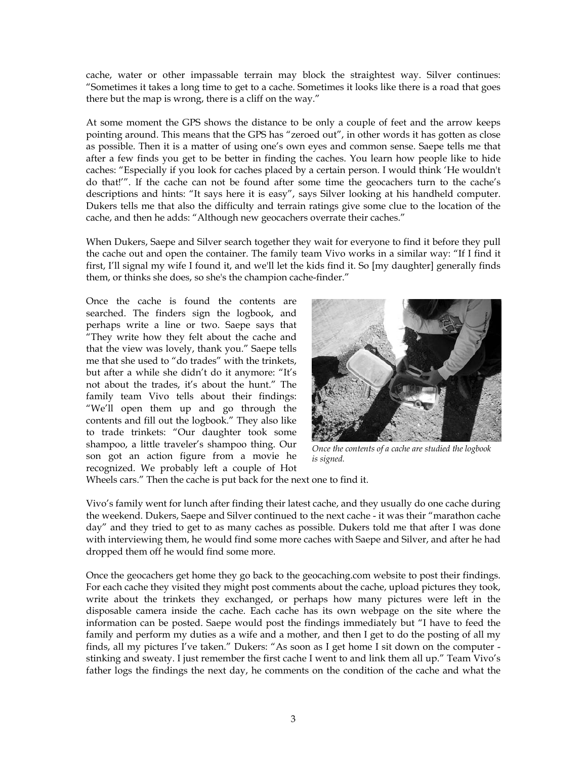cache, water or other impassable terrain may block the straightest way. Silver continues: "Sometimes it takes a long time to get to a cache. Sometimes it looks like there is a road that goes there but the map is wrong, there is a cliff on the way."

At some moment the GPS shows the distance to be only a couple of feet and the arrow keeps pointing around. This means that the GPS has "zeroed out", in other words it has gotten as close as possible. Then it is a matter of using one's own eyes and common sense. Saepe tells me that after a few finds you get to be better in finding the caches. You learn how people like to hide caches: "Especially if you look for caches placed by a certain person. I would think 'He wouldn't do that!'". If the cache can not be found after some time the geocachers turn to the cache's descriptions and hints: "It says here it is easy", says Silver looking at his handheld computer. Dukers tells me that also the difficulty and terrain ratings give some clue to the location of the cache, and then he adds: "Although new geocachers overrate their caches."

When Dukers, Saepe and Silver search together they wait for everyone to find it before they pull the cache out and open the container. The family team Vivo works in a similar way: "If I find it first, I'll signal my wife I found it, and we'll let the kids find it. So [my daughter] generally finds them, or thinks she does, so she's the champion cache-finder."

Once the cache is found the contents are searched. The finders sign the logbook, and perhaps write a line or two. Saepe says that "They write how they felt about the cache and that the view was lovely, thank you." Saepe tells me that she used to "do trades" with the trinkets, but after a while she didn't do it anymore: "It's not about the trades, it's about the hunt." The family team Vivo tells about their findings: "We'll open them up and go through the contents and fill out the logbook." They also like to trade trinkets: "Our daughter took some shampoo, a little traveler's shampoo thing. Our son got an action figure from a movie he recognized. We probably left a couple of Hot Wheels cars." Then the cache is put back for the next one to find it.

*Once the contents of a cache are studied the logbook is signed.*

Vivo's family went for lunch after finding their latest cache, and they usually do one cache during the weekend. Dukers, Saepe and Silver continued to the next cache - it was their "marathon cache day" and they tried to get to as many caches as possible. Dukers told me that after I was done with interviewing them, he would find some more caches with Saepe and Silver, and after he had dropped them off he would find some more.

Once the geocachers get home they go back to the geocaching.com website to post their findings. For each cache they visited they might post comments about the cache, upload pictures they took, write about the trinkets they exchanged, or perhaps how many pictures were left in the disposable camera inside the cache. Each cache has its own webpage on the site where the information can be posted. Saepe would post the findings immediately but "I have to feed the family and perform my duties as a wife and a mother, and then I get to do the posting of all my finds, all my pictures I've taken." Dukers: "As soon as I get home I sit down on the computer - stinking and sweaty. I just remember the first cache I went to and link them all up." Team Vivo's father logs the findings the next day, he comments on the condition of the cache and what the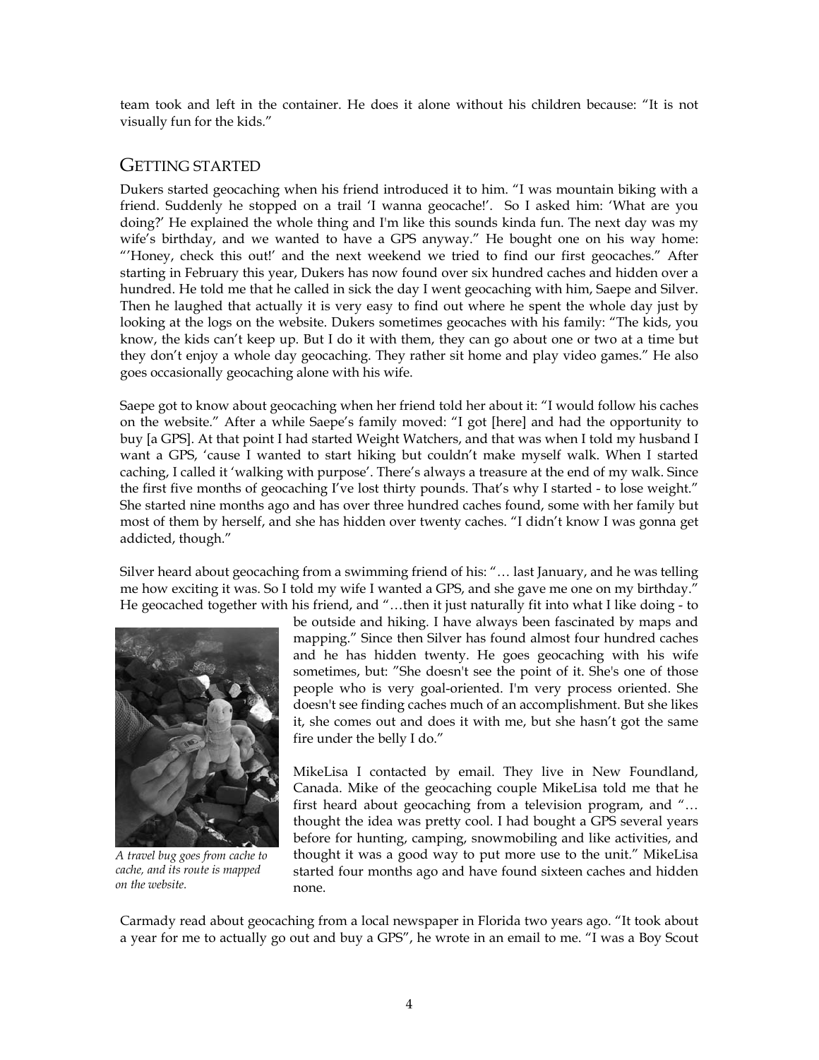team took and left in the container. He does it alone without his children because: "It is not visually fun for the kids."

## Getting started

Dukers started geocaching when his friend introduced it to him. "I was mountain biking with a friend. Suddenly he stopped on a trail 'I wanna geocache!'. So I asked him: 'What are you doing?' He explained the whole thing and I'm like this sounds kinda fun. The next day was my wife's birthday, and we wanted to have a GPS anyway." He bought one on his way home: "'Honey, check this out!' and the next weekend we tried to find our first geocaches." After starting in February this year, Dukers has now found over six hundred caches and hidden over a hundred. He told me that he called in sick the day I went geocaching with him, Saepe and Silver. Then he laughed that actually it is very easy to find out where he spent the whole day just by looking at the logs on the website. Dukers sometimes geocaches with his family: "The kids, you know, the kids can't keep up. But I do it with them, they can go about one or two at a time but they don't enjoy a whole day geocaching. They rather sit home and play video games." He also goes occasionally geocaching alone with his wife.

Saepe got to know about geocaching when her friend told her about it: "I would follow his caches on the website." After a while Saepe's family moved: "I got [here] and had the opportunity to buy [a GPS]. At that point I had started Weight Watchers, and that was when I told my husband I want a GPS, 'cause I wanted to start hiking but couldn't make myself walk. When I started caching, I called it 'walking with purpose'. There's always a treasure at the end of my walk. Since the first five months of geocaching I've lost thirty pounds. That's why I started - to lose weight." She started nine months ago and has over three hundred caches found, some with her family but most of them by herself, and she has hidden over twenty caches. "I didn't know I was gonna get addicted, though."

Silver heard about geocaching from a swimming friend of his: "… last January, and he was telling me how exciting it was. So I told my wife I wanted a GPS, and she gave me one on my birthday." He geocached together with his friend, and "…then it just naturally fit into what I like doing - to be outside and hiking. I have always been fascinated by maps and mapping." Since then Silver has found almost four hundred caches and he has hidden twenty. He goes geocaching with his wife sometimes, but: "She doesn't see the point of it. She's one of those people who is very goal-oriented. I'm very process oriented. She doesn't see finding caches much of an accomplishment. But she likes it, she comes out and does it with me, but she hasn't got the same fire under the belly I do."

*A travel bug goes from cache to cache, and its route is mapped on the website.*

MikeLisa I contacted by email. They live in New Foundland, Canada. Mike of the geocaching couple MikeLisa told me that he first heard about geocaching from a television program, and "… thought the idea was pretty cool. I had bought a GPS several years before for hunting, camping, snowmobiling and like activities, and thought it was a good way to put more use to the unit." MikeLisa started four months ago and have found sixteen caches and hidden none.

Carmady read about geocaching from a local newspaper in Florida two years ago. "It took about a year for me to actually go out and buy a GPS", he wrote in an email to me. "I was a Boy Scout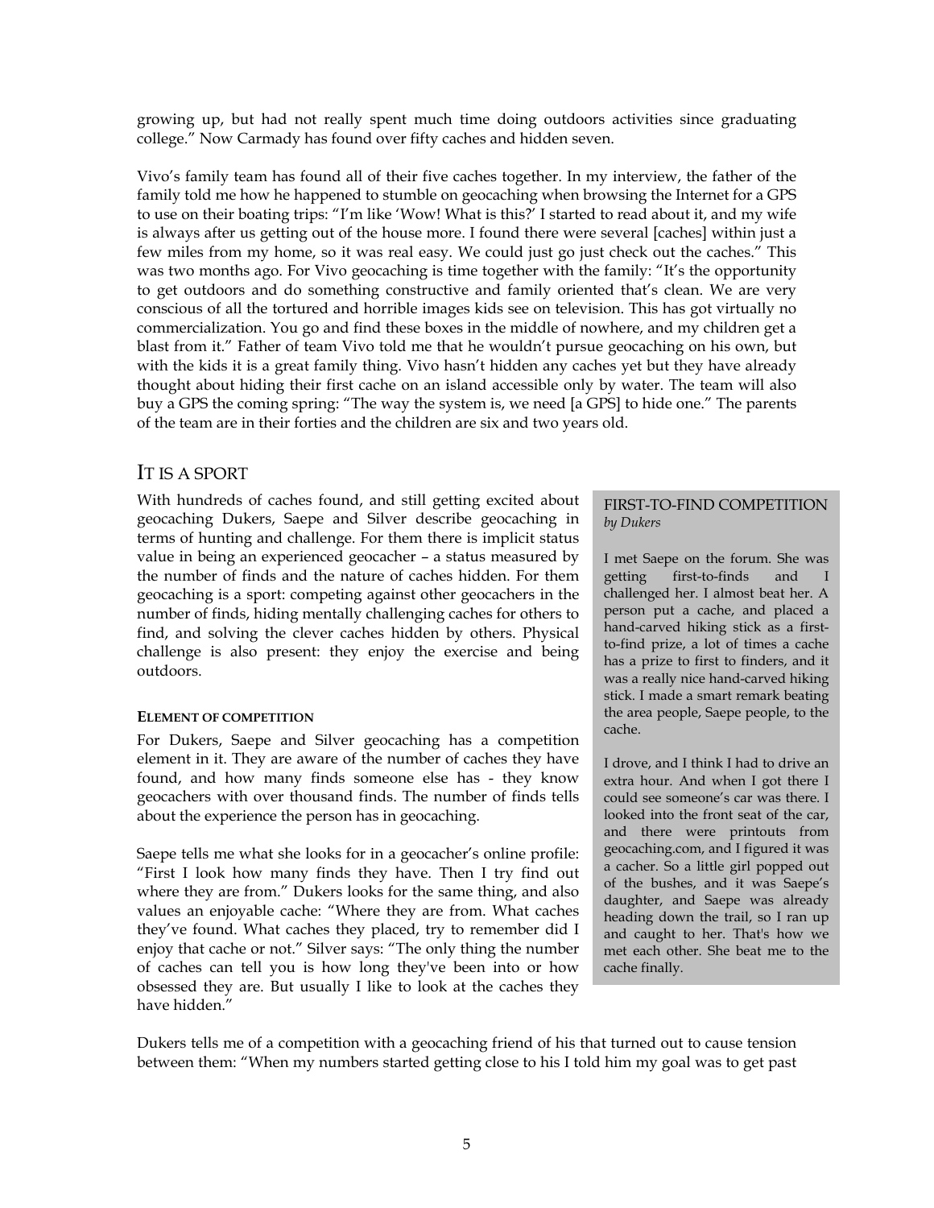growing up, but had not really spent much time doing outdoors activities since graduating college." Now Carmady has found over fifty caches and hidden seven.

Vivo's family team has found all of their five caches together. In my interview, the father of the family told me how he happened to stumble on geocaching when browsing the Internet for a GPS to use on their boating trips: "I'm like 'Wow! What is this?' I started to read about it, and my wife is always after us getting out of the house more. I found there were several [caches] within just a few miles from my home, so it was real easy. We could just go just check out the caches." This was two months ago. For Vivo geocaching is time together with the family: "It's the opportunity to get outdoors and do something constructive and family oriented that's clean. We are very conscious of all the tortured and horrible images kids see on television. This has got virtually no commercialization. You go and find these boxes in the middle of nowhere, and my children get a blast from it." Father of team Vivo told me that he wouldn't pursue geocaching on his own, but with the kids it is a great family thing. Vivo hasn't hidden any caches yet but they have already thought about hiding their first cache on an island accessible only by water. The team will also buy a GPS the coming spring: "The way the system is, we need [a GPS] to hide one." The parents of the team are in their forties and the children are six and two years old.

## IT IS A SPORT

With hundreds of caches found, and still getting excited about geocaching Dukers, Saepe and Silver describe geocaching in terms of hunting and challenge. For them there is implicit status value in being an experienced geocacher – a status measured by the number of finds and the nature of caches hidden. For them geocaching is a sport: competing against other geocachers in the number of finds, hiding mentally challenging caches for others to find, and solving the clever caches hidden by others. Physical challenge is also present: they enjoy the exercise and being outdoors.

### ELEMENT OF COMPETITION

For Dukers, Saepe and Silver geocaching has a competition element in it. They are aware of the number of caches they have found, and how many finds someone else has - they know geocachers with over thousand finds. The number of finds tells about the experience the person has in geocaching.

Saepe tells me what she looks for in a geocacher's online profile: "First I look how many finds they have. Then I try find out where they are from." Dukers looks for the same thing, and also values an enjoyable cache: "Where they are from. What caches they've found. What caches they placed, try to remember did I enjoy that cache or not." Silver says: "The only thing the number of caches can tell you is how long they've been into or how obsessed they are. But usually I like to look at the caches they have hidden."

> FIRST-TO-FIND COMPETITION
> *by Dukers*
>
> I met Saepe on the forum. She was getting first-to-finds and I challenged her. I almost beat her. A person put a cache, and placed a hand-carved hiking stick as a first-to-find prize, a lot of times a cache has a prize to first to finders, and it was a really nice hand-carved hiking stick. I made a smart remark beating the area people, Saepe people, to the cache.
>
> I drove, and I think I had to drive an extra hour. And when I got there I could see someone's car was there. I looked into the front seat of the car, and there were printouts from geocaching.com, and I figured it was a cacher. So a little girl popped out of the bushes, and it was Saepe's daughter, and Saepe was already heading down the trail, so I ran up and caught to her. That's how we met each other. She beat me to the cache finally.

Dukers tells me of a competition with a geocaching friend of his that turned out to cause tension between them: "When my numbers started getting close to his I told him my goal was to get past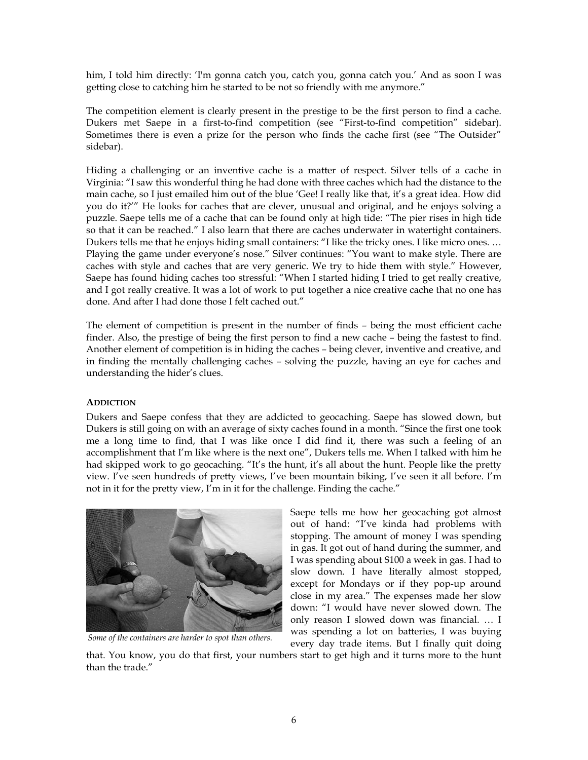him, I told him directly: 'I'm gonna catch you, catch you, gonna catch you.' And as soon I was getting close to catching him he started to be not so friendly with me anymore."

The competition element is clearly present in the prestige to be the first person to find a cache. Dukers met Saepe in a first-to-find competition (see "First-to-find competition" sidebar). Sometimes there is even a prize for the person who finds the cache first (see "The Outsider" sidebar).

Hiding a challenging or an inventive cache is a matter of respect. Silver tells of a cache in Virginia: "I saw this wonderful thing he had done with three caches which had the distance to the main cache, so I just emailed him out of the blue 'Gee! I really like that, it's a great idea. How did you do it?'" He looks for caches that are clever, unusual and original, and he enjoys solving a puzzle. Saepe tells me of a cache that can be found only at high tide: "The pier rises in high tide so that it can be reached." I also learn that there are caches underwater in watertight containers. Dukers tells me that he enjoys hiding small containers: "I like the tricky ones. I like micro ones. … Playing the game under everyone's nose." Silver continues: "You want to make style. There are caches with style and caches that are very generic. We try to hide them with style." However, Saepe has found hiding caches too stressful: "When I started hiding I tried to get really creative, and I got really creative. It was a lot of work to put together a nice creative cache that no one has done. And after I had done those I felt cached out."

The element of competition is present in the number of finds – being the most efficient cache finder. Also, the prestige of being the first person to find a new cache – being the fastest to find. Another element of competition is in hiding the caches – being clever, inventive and creative, and in finding the mentally challenging caches – solving the puzzle, having an eye for caches and understanding the hider's clues.

### ADDICTION

Dukers and Saepe confess that they are addicted to geocaching. Saepe has slowed down, but Dukers is still going on with an average of sixty caches found in a month. "Since the first one took me a long time to find, that I was like once I did find it, there was such a feeling of an accomplishment that I'm like where is the next one", Dukers tells me. When I talked with him he had skipped work to go geocaching. "It's the hunt, it's all about the hunt. People like the pretty view. I've seen hundreds of pretty views, I've been mountain biking, I've seen it all before. I'm not in it for the pretty view, I'm in it for the challenge. Finding the cache."

*Some of the containers are harder to spot than others.*

Saepe tells me how her geocaching got almost out of hand: "I've kinda had problems with stopping. The amount of money I was spending in gas. It got out of hand during the summer, and I was spending about $100 a week in gas. I had to slow down. I have literally almost stopped, except for Mondays or if they pop-up around close in my area." The expenses made her slow down: "I would have never slowed down. The only reason I slowed down was financial. … I was spending a lot on batteries, I was buying every day trade items. But I finally quit doing that. You know, you do that first, your numbers start to get high and it turns more to the hunt than the trade."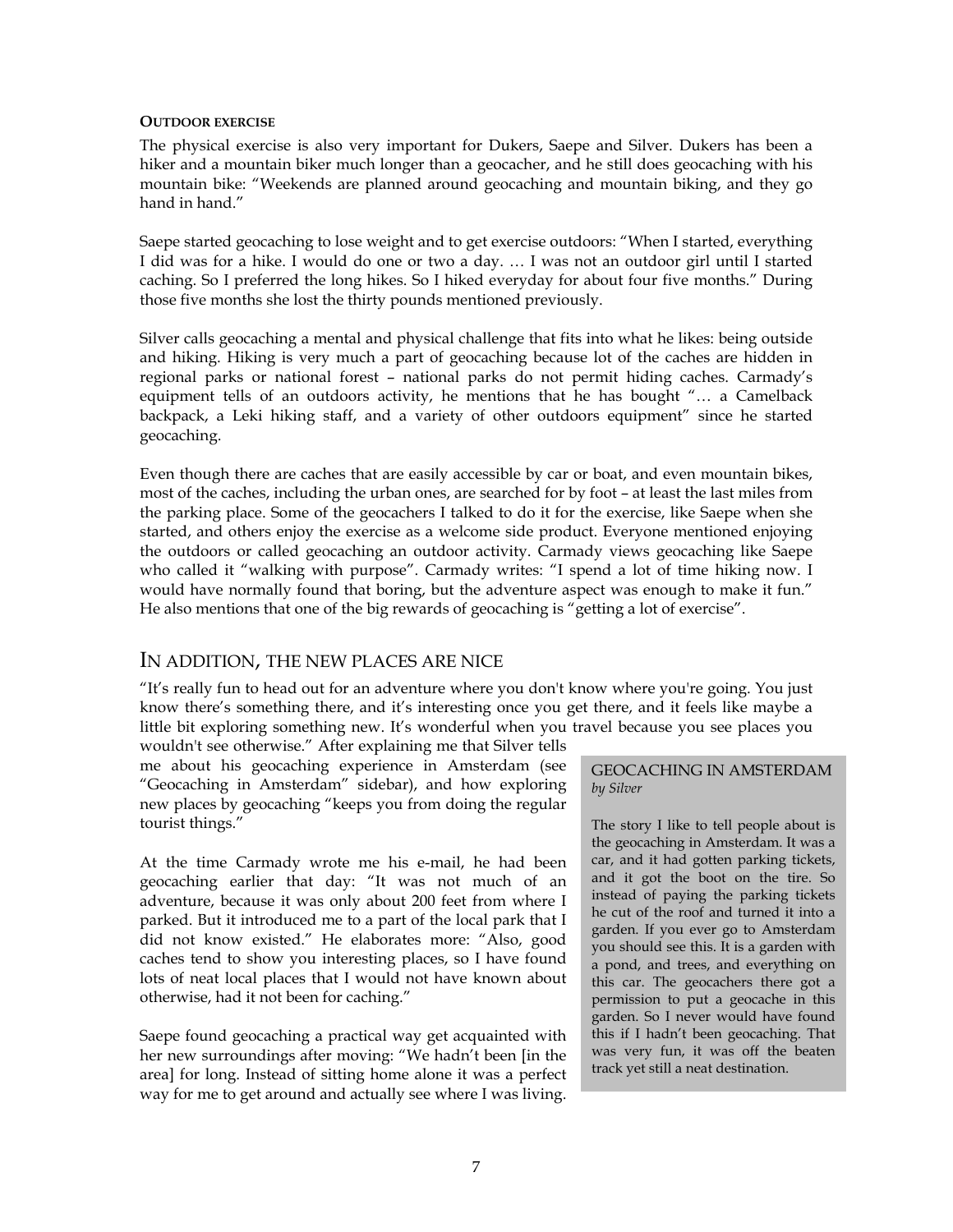**OUTDOOR EXERCISE**

The physical exercise is also very important for Dukers, Saepe and Silver. Dukers has been a hiker and a mountain biker much longer than a geocacher, and he still does geocaching with his mountain bike: "Weekends are planned around geocaching and mountain biking, and they go hand in hand."

Saepe started geocaching to lose weight and to get exercise outdoors: "When I started, everything I did was for a hike. I would do one or two a day. … I was not an outdoor girl until I started caching. So I preferred the long hikes. So I hiked everyday for about four five months." During those five months she lost the thirty pounds mentioned previously.

Silver calls geocaching a mental and physical challenge that fits into what he likes: being outside and hiking. Hiking is very much a part of geocaching because lot of the caches are hidden in regional parks or national forest – national parks do not permit hiding caches. Carmady's equipment tells of an outdoors activity, he mentions that he has bought "… a Camelback backpack, a Leki hiking staff, and a variety of other outdoors equipment" since he started geocaching.

Even though there are caches that are easily accessible by car or boat, and even mountain bikes, most of the caches, including the urban ones, are searched for by foot – at least the last miles from the parking place. Some of the geocachers I talked to do it for the exercise, like Saepe when she started, and others enjoy the exercise as a welcome side product. Everyone mentioned enjoying the outdoors or called geocaching an outdoor activity. Carmady views geocaching like Saepe who called it "walking with purpose". Carmady writes: "I spend a lot of time hiking now. I would have normally found that boring, but the adventure aspect was enough to make it fun." He also mentions that one of the big rewards of geocaching is "getting a lot of exercise".

## IN ADDITION, THE NEW PLACES ARE NICE

"It's really fun to head out for an adventure where you don't know where you're going. You just know there's something there, and it's interesting once you get there, and it feels like maybe a little bit exploring something new. It's wonderful when you travel because you see places you wouldn't see otherwise." After explaining me that Silver tells me about his geocaching experience in Amsterdam (see "Geocaching in Amsterdam" sidebar), and how exploring new places by geocaching "keeps you from doing the regular tourist things."

At the time Carmady wrote me his e-mail, he had been geocaching earlier that day: "It was not much of an adventure, because it was only about 200 feet from where I parked. But it introduced me to a part of the local park that I did not know existed." He elaborates more: "Also, good caches tend to show you interesting places, so I have found lots of neat local places that I would not have known about otherwise, had it not been for caching."

Saepe found geocaching a practical way get acquainted with her new surroundings after moving: "We hadn't been [in the area] for long. Instead of sitting home alone it was a perfect way for me to get around and actually see where I was living.

> GEOCACHING IN AMSTERDAM
> *by Silver*
>
> The story I like to tell people about is the geocaching in Amsterdam. It was a car, and it had gotten parking tickets, and it got the boot on the tire. So instead of paying the parking tickets he cut of the roof and turned it into a garden. If you ever go to Amsterdam you should see this. It is a garden with a pond, and trees, and everything on this car. The geocachers there got a permission to put a geocache in this garden. So I never would have found this if I hadn't been geocaching. That was very fun, it was off the beaten track yet still a neat destination.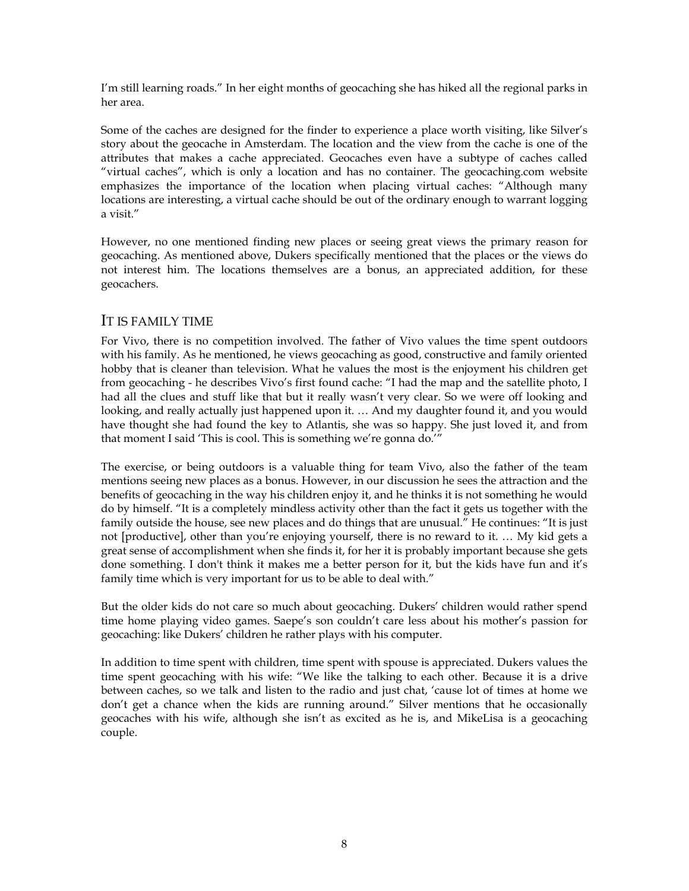I'm still learning roads." In her eight months of geocaching she has hiked all the regional parks in her area.

Some of the caches are designed for the finder to experience a place worth visiting, like Silver's story about the geocache in Amsterdam. The location and the view from the cache is one of the attributes that makes a cache appreciated. Geocaches even have a subtype of caches called "virtual caches", which is only a location and has no container. The geocaching.com website emphasizes the importance of the location when placing virtual caches: "Although many locations are interesting, a virtual cache should be out of the ordinary enough to warrant logging a visit."

However, no one mentioned finding new places or seeing great views the primary reason for geocaching. As mentioned above, Dukers specifically mentioned that the places or the views do not interest him. The locations themselves are a bonus, an appreciated addition, for these geocachers.

## IT IS FAMILY TIME

For Vivo, there is no competition involved. The father of Vivo values the time spent outdoors with his family. As he mentioned, he views geocaching as good, constructive and family oriented hobby that is cleaner than television. What he values the most is the enjoyment his children get from geocaching - he describes Vivo's first found cache: "I had the map and the satellite photo, I had all the clues and stuff like that but it really wasn't very clear. So we were off looking and looking, and really actually just happened upon it. … And my daughter found it, and you would have thought she had found the key to Atlantis, she was so happy. She just loved it, and from that moment I said 'This is cool. This is something we're gonna do.'"

The exercise, or being outdoors is a valuable thing for team Vivo, also the father of the team mentions seeing new places as a bonus. However, in our discussion he sees the attraction and the benefits of geocaching in the way his children enjoy it, and he thinks it is not something he would do by himself. "It is a completely mindless activity other than the fact it gets us together with the family outside the house, see new places and do things that are unusual." He continues: "It is just not [productive], other than you're enjoying yourself, there is no reward to it. … My kid gets a great sense of accomplishment when she finds it, for her it is probably important because she gets done something. I don't think it makes me a better person for it, but the kids have fun and it's family time which is very important for us to be able to deal with."

But the older kids do not care so much about geocaching. Dukers' children would rather spend time home playing video games. Saepe's son couldn't care less about his mother's passion for geocaching: like Dukers' children he rather plays with his computer.

In addition to time spent with children, time spent with spouse is appreciated. Dukers values the time spent geocaching with his wife: "We like the talking to each other. Because it is a drive between caches, so we talk and listen to the radio and just chat, 'cause lot of times at home we don't get a chance when the kids are running around." Silver mentions that he occasionally geocaches with his wife, although she isn't as excited as he is, and MikeLisa is a geocaching couple.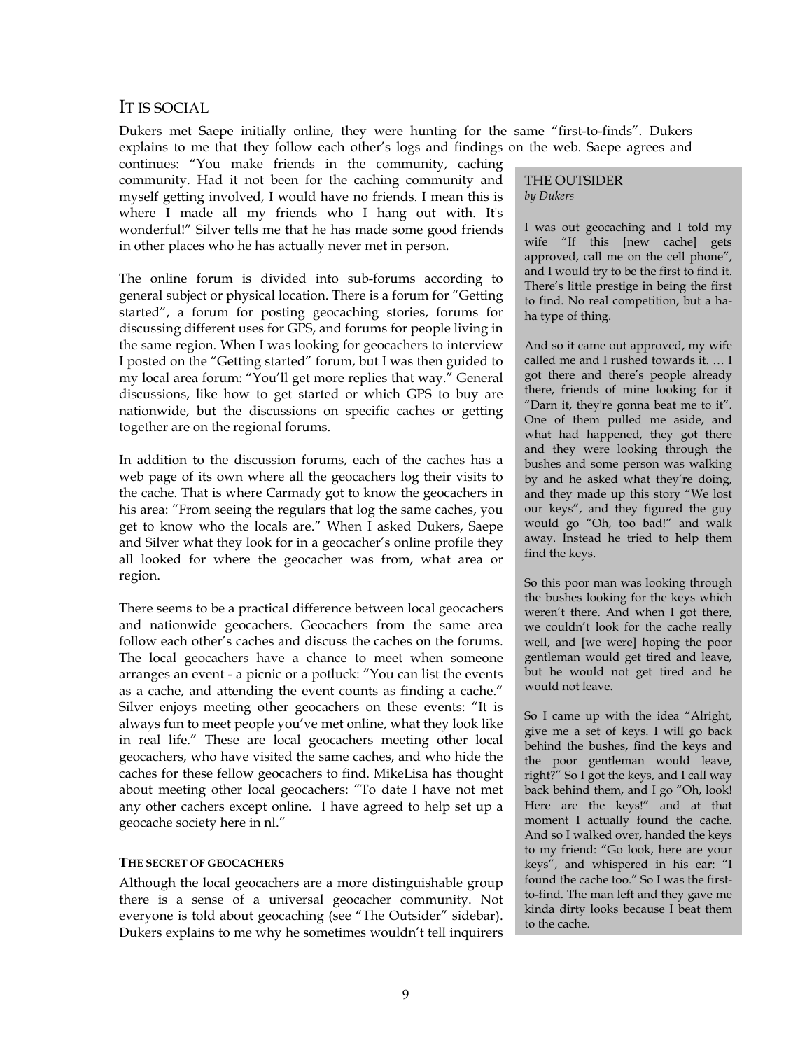## IT IS SOCIAL

Dukers met Saepe initially online, they were hunting for the same "first-to-finds". Dukers explains to me that they follow each other's logs and findings on the web. Saepe agrees and continues: "You make friends in the community, caching community. Had it not been for the caching community and myself getting involved, I would have no friends. I mean this is where I made all my friends who I hang out with. It's wonderful!" Silver tells me that he has made some good friends in other places who he has actually never met in person.

The online forum is divided into sub-forums according to general subject or physical location. There is a forum for "Getting started", a forum for posting geocaching stories, forums for discussing different uses for GPS, and forums for people living in the same region. When I was looking for geocachers to interview I posted on the "Getting started" forum, but I was then guided to my local area forum: "You'll get more replies that way." General discussions, like how to get started or which GPS to buy are nationwide, but the discussions on specific caches or getting together are on the regional forums.

In addition to the discussion forums, each of the caches has a web page of its own where all the geocachers log their visits to the cache. That is where Carmady got to know the geocachers in his area: "From seeing the regulars that log the same caches, you get to know who the locals are." When I asked Dukers, Saepe and Silver what they look for in a geocacher's online profile they all looked for where the geocacher was from, what area or region.

There seems to be a practical difference between local geocachers and nationwide geocachers. Geocachers from the same area follow each other's caches and discuss the caches on the forums. The local geocachers have a chance to meet when someone arranges an event - a picnic or a potluck: "You can list the events as a cache, and attending the event counts as finding a cache." Silver enjoys meeting other geocachers on these events: "It is always fun to meet people you've met online, what they look like in real life." These are local geocachers meeting other local geocachers, who have visited the same caches, and who hide the caches for these fellow geocachers to find. MikeLisa has thought about meeting other local geocachers: "To date I have not met any other cachers except online. I have agreed to help set up a geocache society here in nl."

### THE SECRET OF GEOCACHERS

Although the local geocachers are a more distinguishable group there is a sense of a universal geocacher community. Not everyone is told about geocaching (see "The Outsider" sidebar). Dukers explains to me why he sometimes wouldn't tell inquirers

> THE OUTSIDER
> *by Dukers*
>
> I was out geocaching and I told my wife "If this [new cache] gets approved, call me on the cell phone", and I would try to be the first to find it. There's little prestige in being the first to find. No real competition, but a ha-ha type of thing.
>
> And so it came out approved, my wife called me and I rushed towards it. … I got there and there's people already there, friends of mine looking for it "Darn it, they're gonna beat me to it". One of them pulled me aside, and what had happened, they got there and they were looking through the bushes and some person was walking by and he asked what they're doing, and they made up this story "We lost our keys", and they figured the guy would go "Oh, too bad!" and walk away. Instead he tried to help them find the keys.
>
> So this poor man was looking through the bushes looking for the keys which weren't there. And when I got there, we couldn't look for the cache really well, and [we were] hoping the poor gentleman would get tired and leave, but he would not get tired and he would not leave.
>
> So I came up with the idea "Alright, give me a set of keys. I will go back behind the bushes, find the keys and the poor gentleman would leave, right?" So I got the keys, and I call way back behind them, and I go "Oh, look! Here are the keys!" and at that moment I actually found the cache. And so I walked over, handed the keys to my friend: "Go look, here are your keys", and whispered in his ear: "I found the cache too." So I was the first-to-find. The man left and they gave me kinda dirty looks because I beat them to the cache.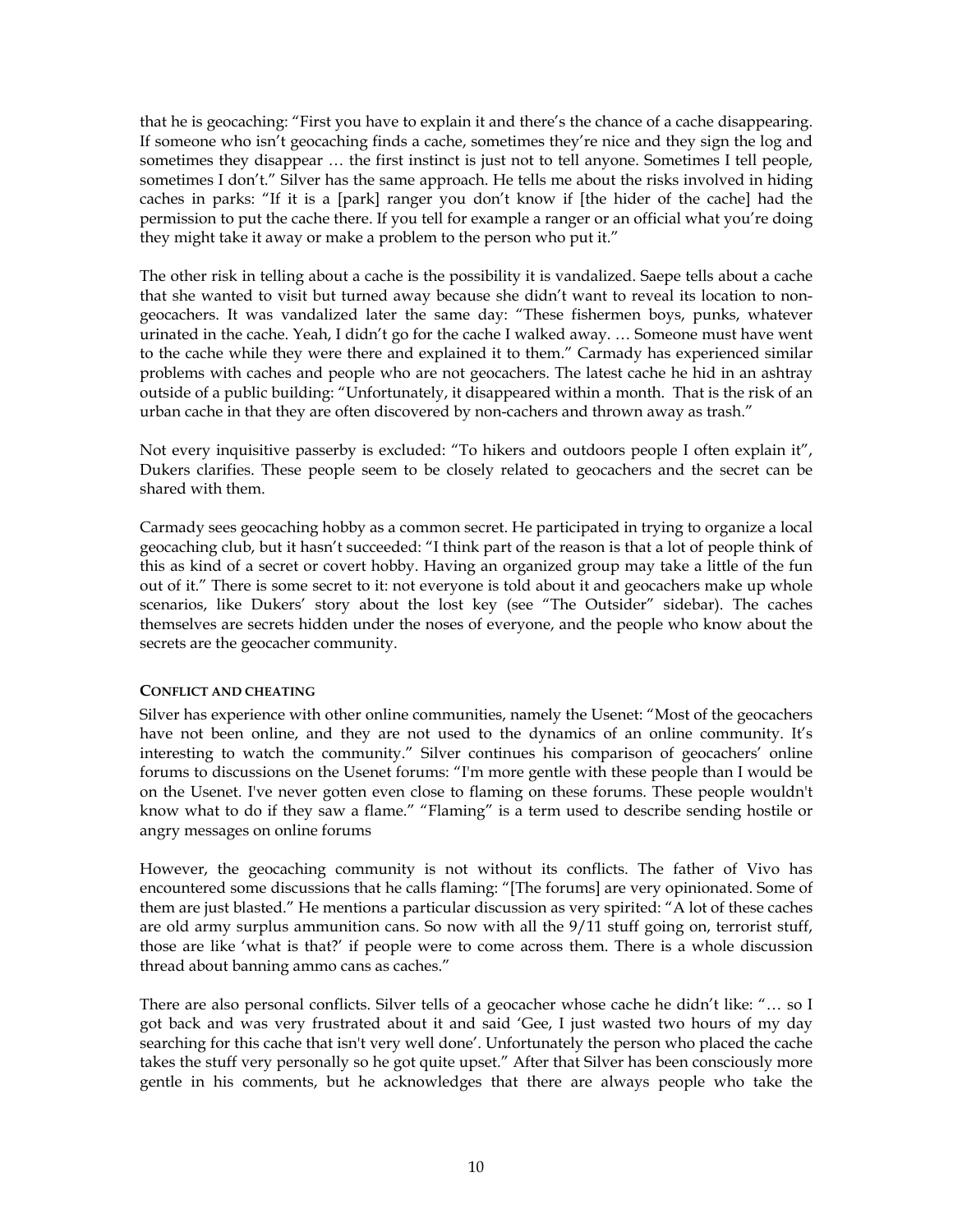that he is geocaching: "First you have to explain it and there's the chance of a cache disappearing. If someone who isn't geocaching finds a cache, sometimes they're nice and they sign the log and sometimes they disappear … the first instinct is just not to tell anyone. Sometimes I tell people, sometimes I don't." Silver has the same approach. He tells me about the risks involved in hiding caches in parks: "If it is a [park] ranger you don't know if [the hider of the cache] had the permission to put the cache there. If you tell for example a ranger or an official what you're doing they might take it away or make a problem to the person who put it."

The other risk in telling about a cache is the possibility it is vandalized. Saepe tells about a cache that she wanted to visit but turned away because she didn't want to reveal its location to non-geocachers. It was vandalized later the same day: "These fishermen boys, punks, whatever urinated in the cache. Yeah, I didn't go for the cache I walked away. … Someone must have went to the cache while they were there and explained it to them." Carmady has experienced similar problems with caches and people who are not geocachers. The latest cache he hid in an ashtray outside of a public building: "Unfortunately, it disappeared within a month. That is the risk of an urban cache in that they are often discovered by non-cachers and thrown away as trash."

Not every inquisitive passerby is excluded: "To hikers and outdoors people I often explain it", Dukers clarifies. These people seem to be closely related to geocachers and the secret can be shared with them.

Carmady sees geocaching hobby as a common secret. He participated in trying to organize a local geocaching club, but it hasn't succeeded: "I think part of the reason is that a lot of people think of this as kind of a secret or covert hobby. Having an organized group may take a little of the fun out of it." There is some secret to it: not everyone is told about it and geocachers make up whole scenarios, like Dukers' story about the lost key (see "The Outsider" sidebar). The caches themselves are secrets hidden under the noses of everyone, and the people who know about the secrets are the geocacher community.

#### CONFLICT AND CHEATING

Silver has experience with other online communities, namely the Usenet: "Most of the geocachers have not been online, and they are not used to the dynamics of an online community. It's interesting to watch the community." Silver continues his comparison of geocachers' online forums to discussions on the Usenet forums: "I'm more gentle with these people than I would be on the Usenet. I've never gotten even close to flaming on these forums. These people wouldn't know what to do if they saw a flame." "Flaming" is a term used to describe sending hostile or angry messages on online forums

However, the geocaching community is not without its conflicts. The father of Vivo has encountered some discussions that he calls flaming: "[The forums] are very opinionated. Some of them are just blasted." He mentions a particular discussion as very spirited: "A lot of these caches are old army surplus ammunition cans. So now with all the 9/11 stuff going on, terrorist stuff, those are like 'what is that?' if people were to come across them. There is a whole discussion thread about banning ammo cans as caches."

There are also personal conflicts. Silver tells of a geocacher whose cache he didn't like: "… so I got back and was very frustrated about it and said 'Gee, I just wasted two hours of my day searching for this cache that isn't very well done'. Unfortunately the person who placed the cache takes the stuff very personally so he got quite upset." After that Silver has been consciously more gentle in his comments, but he acknowledges that there are always people who take the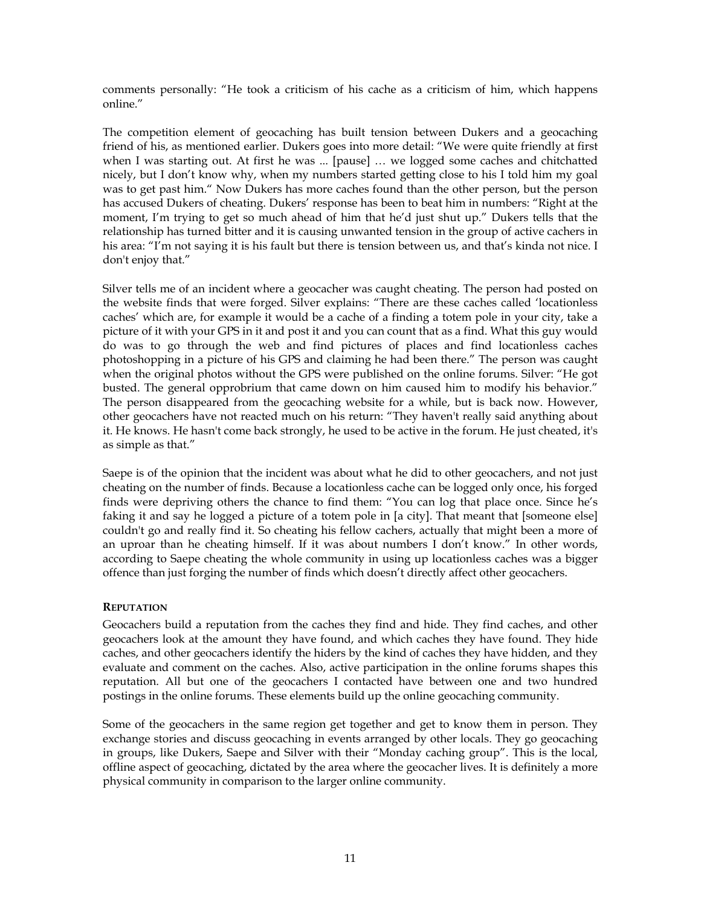comments personally: "He took a criticism of his cache as a criticism of him, which happens online."

The competition element of geocaching has built tension between Dukers and a geocaching friend of his, as mentioned earlier. Dukers goes into more detail: "We were quite friendly at first when I was starting out. At first he was ... [pause] … we logged some caches and chitchatted nicely, but I don't know why, when my numbers started getting close to his I told him my goal was to get past him." Now Dukers has more caches found than the other person, but the person has accused Dukers of cheating. Dukers' response has been to beat him in numbers: "Right at the moment, I'm trying to get so much ahead of him that he'd just shut up." Dukers tells that the relationship has turned bitter and it is causing unwanted tension in the group of active cachers in his area: "I'm not saying it is his fault but there is tension between us, and that's kinda not nice. I don't enjoy that."

Silver tells me of an incident where a geocacher was caught cheating. The person had posted on the website finds that were forged. Silver explains: "There are these caches called 'locationless caches' which are, for example it would be a cache of a finding a totem pole in your city, take a picture of it with your GPS in it and post it and you can count that as a find. What this guy would do was to go through the web and find pictures of places and find locationless caches photoshopping in a picture of his GPS and claiming he had been there." The person was caught when the original photos without the GPS were published on the online forums. Silver: "He got busted. The general opprobrium that came down on him caused him to modify his behavior." The person disappeared from the geocaching website for a while, but is back now. However, other geocachers have not reacted much on his return: "They haven't really said anything about it. He knows. He hasn't come back strongly, he used to be active in the forum. He just cheated, it's as simple as that."

Saepe is of the opinion that the incident was about what he did to other geocachers, and not just cheating on the number of finds. Because a locationless cache can be logged only once, his forged finds were depriving others the chance to find them: "You can log that place once. Since he's faking it and say he logged a picture of a totem pole in [a city]. That meant that [someone else] couldn't go and really find it. So cheating his fellow cachers, actually that might been a more of an uproar than he cheating himself. If it was about numbers I don't know." In other words, according to Saepe cheating the whole community in using up locationless caches was a bigger offence than just forging the number of finds which doesn't directly affect other geocachers.

#### REPUTATION

Geocachers build a reputation from the caches they find and hide. They find caches, and other geocachers look at the amount they have found, and which caches they have found. They hide caches, and other geocachers identify the hiders by the kind of caches they have hidden, and they evaluate and comment on the caches. Also, active participation in the online forums shapes this reputation. All but one of the geocachers I contacted have between one and two hundred postings in the online forums. These elements build up the online geocaching community.

Some of the geocachers in the same region get together and get to know them in person. They exchange stories and discuss geocaching in events arranged by other locals. They go geocaching in groups, like Dukers, Saepe and Silver with their "Monday caching group". This is the local, offline aspect of geocaching, dictated by the area where the geocacher lives. It is definitely a more physical community in comparison to the larger online community.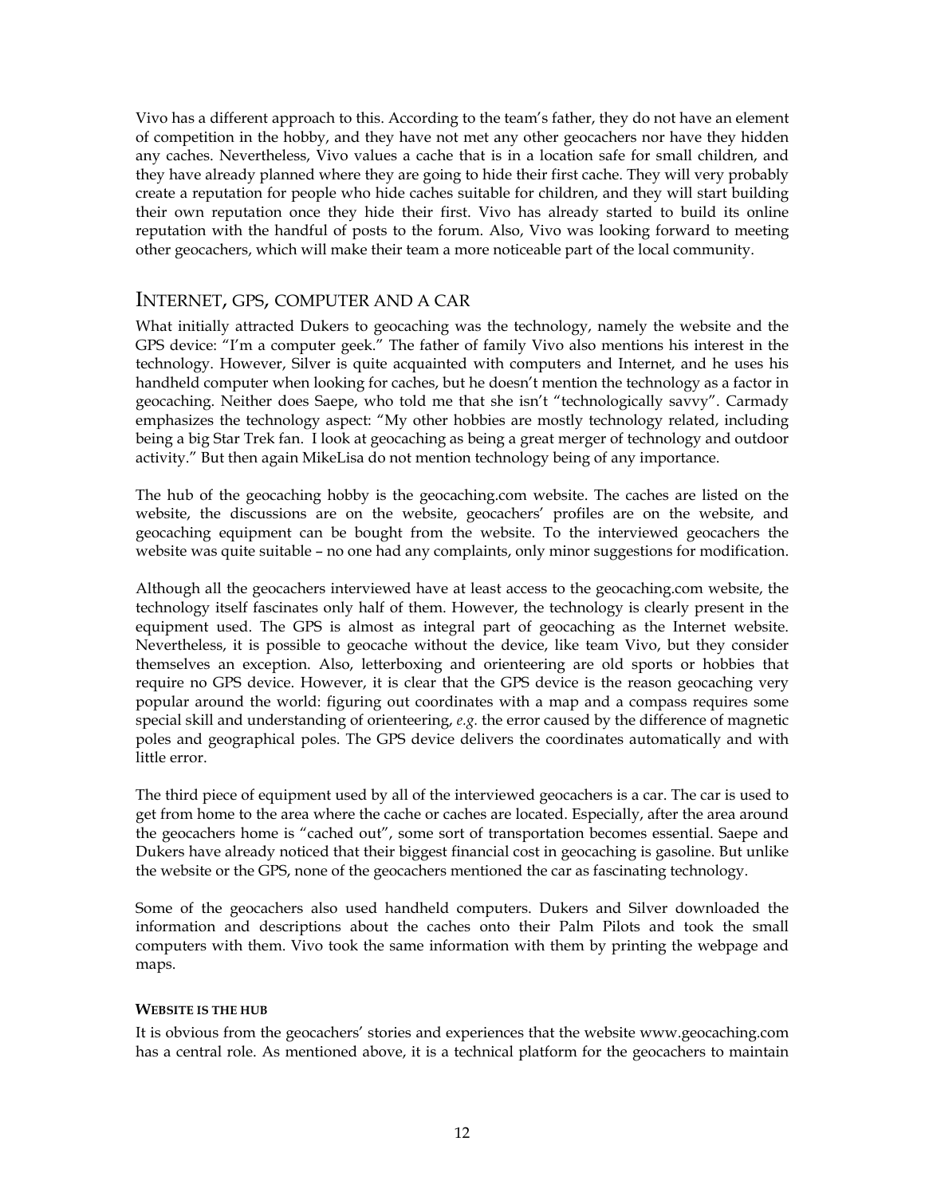Vivo has a different approach to this. According to the team's father, they do not have an element of competition in the hobby, and they have not met any other geocachers nor have they hidden any caches. Nevertheless, Vivo values a cache that is in a location safe for small children, and they have already planned where they are going to hide their first cache. They will very probably create a reputation for people who hide caches suitable for children, and they will start building their own reputation once they hide their first. Vivo has already started to build its online reputation with the handful of posts to the forum. Also, Vivo was looking forward to meeting other geocachers, which will make their team a more noticeable part of the local community.

## INTERNET, GPS, COMPUTER AND A CAR

What initially attracted Dukers to geocaching was the technology, namely the website and the GPS device: "I'm a computer geek." The father of family Vivo also mentions his interest in the technology. However, Silver is quite acquainted with computers and Internet, and he uses his handheld computer when looking for caches, but he doesn't mention the technology as a factor in geocaching. Neither does Saepe, who told me that she isn't "technologically savvy". Carmady emphasizes the technology aspect: "My other hobbies are mostly technology related, including being a big Star Trek fan. I look at geocaching as being a great merger of technology and outdoor activity." But then again MikeLisa do not mention technology being of any importance.

The hub of the geocaching hobby is the geocaching.com website. The caches are listed on the website, the discussions are on the website, geocachers' profiles are on the website, and geocaching equipment can be bought from the website. To the interviewed geocachers the website was quite suitable – no one had any complaints, only minor suggestions for modification.

Although all the geocachers interviewed have at least access to the geocaching.com website, the technology itself fascinates only half of them. However, the technology is clearly present in the equipment used. The GPS is almost as integral part of geocaching as the Internet website. Nevertheless, it is possible to geocache without the device, like team Vivo, but they consider themselves an exception. Also, letterboxing and orienteering are old sports or hobbies that require no GPS device. However, it is clear that the GPS device is the reason geocaching very popular around the world: figuring out coordinates with a map and a compass requires some special skill and understanding of orienteering, *e.g.* the error caused by the difference of magnetic poles and geographical poles. The GPS device delivers the coordinates automatically and with little error.

The third piece of equipment used by all of the interviewed geocachers is a car. The car is used to get from home to the area where the cache or caches are located. Especially, after the area around the geocachers home is "cached out", some sort of transportation becomes essential. Saepe and Dukers have already noticed that their biggest financial cost in geocaching is gasoline. But unlike the website or the GPS, none of the geocachers mentioned the car as fascinating technology.

Some of the geocachers also used handheld computers. Dukers and Silver downloaded the information and descriptions about the caches onto their Palm Pilots and took the small computers with them. Vivo took the same information with them by printing the webpage and maps.

#### WEBSITE IS THE HUB

It is obvious from the geocachers' stories and experiences that the website www.geocaching.com has a central role. As mentioned above, it is a technical platform for the geocachers to maintain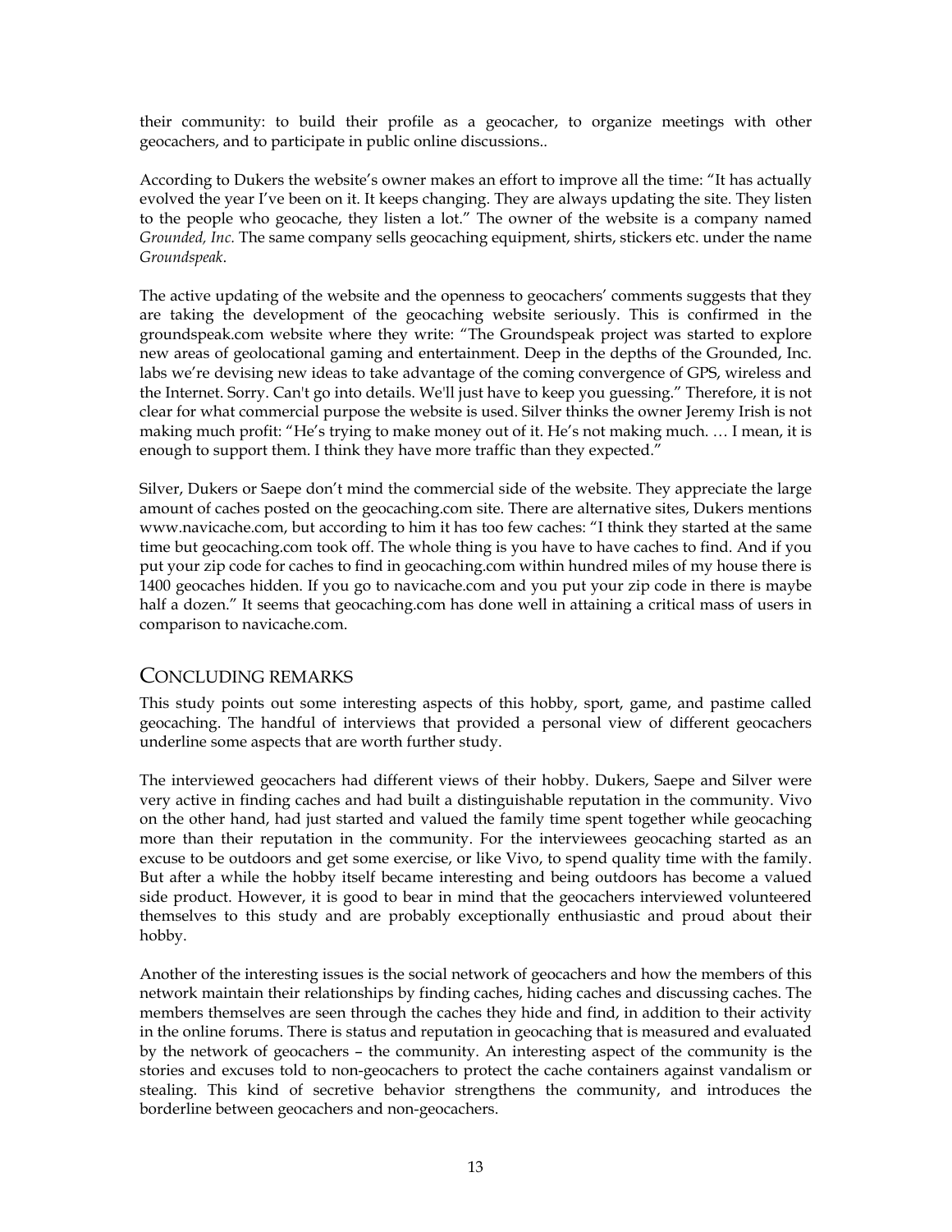their community: to build their profile as a geocacher, to organize meetings with other geocachers, and to participate in public online discussions..

According to Dukers the website's owner makes an effort to improve all the time: "It has actually evolved the year I've been on it. It keeps changing. They are always updating the site. They listen to the people who geocache, they listen a lot." The owner of the website is a company named *Grounded, Inc.* The same company sells geocaching equipment, shirts, stickers etc. under the name *Groundspeak*.

The active updating of the website and the openness to geocachers' comments suggests that they are taking the development of the geocaching website seriously. This is confirmed in the groundspeak.com website where they write: "The Groundspeak project was started to explore new areas of geolocational gaming and entertainment. Deep in the depths of the Grounded, Inc. labs we're devising new ideas to take advantage of the coming convergence of GPS, wireless and the Internet. Sorry. Can't go into details. We'll just have to keep you guessing." Therefore, it is not clear for what commercial purpose the website is used. Silver thinks the owner Jeremy Irish is not making much profit: "He's trying to make money out of it. He's not making much. … I mean, it is enough to support them. I think they have more traffic than they expected."

Silver, Dukers or Saepe don't mind the commercial side of the website. They appreciate the large amount of caches posted on the geocaching.com site. There are alternative sites, Dukers mentions www.navicache.com, but according to him it has too few caches: "I think they started at the same time but geocaching.com took off. The whole thing is you have to have caches to find. And if you put your zip code for caches to find in geocaching.com within hundred miles of my house there is 1400 geocaches hidden. If you go to navicache.com and you put your zip code in there is maybe half a dozen." It seems that geocaching.com has done well in attaining a critical mass of users in comparison to navicache.com.

## Concluding remarks

This study points out some interesting aspects of this hobby, sport, game, and pastime called geocaching. The handful of interviews that provided a personal view of different geocachers underline some aspects that are worth further study.

The interviewed geocachers had different views of their hobby. Dukers, Saepe and Silver were very active in finding caches and had built a distinguishable reputation in the community. Vivo on the other hand, had just started and valued the family time spent together while geocaching more than their reputation in the community. For the interviewees geocaching started as an excuse to be outdoors and get some exercise, or like Vivo, to spend quality time with the family. But after a while the hobby itself became interesting and being outdoors has become a valued side product. However, it is good to bear in mind that the geocachers interviewed volunteered themselves to this study and are probably exceptionally enthusiastic and proud about their hobby.

Another of the interesting issues is the social network of geocachers and how the members of this network maintain their relationships by finding caches, hiding caches and discussing caches. The members themselves are seen through the caches they hide and find, in addition to their activity in the online forums. There is status and reputation in geocaching that is measured and evaluated by the network of geocachers – the community. An interesting aspect of the community is the stories and excuses told to non-geocachers to protect the cache containers against vandalism or stealing. This kind of secretive behavior strengthens the community, and introduces the borderline between geocachers and non-geocachers.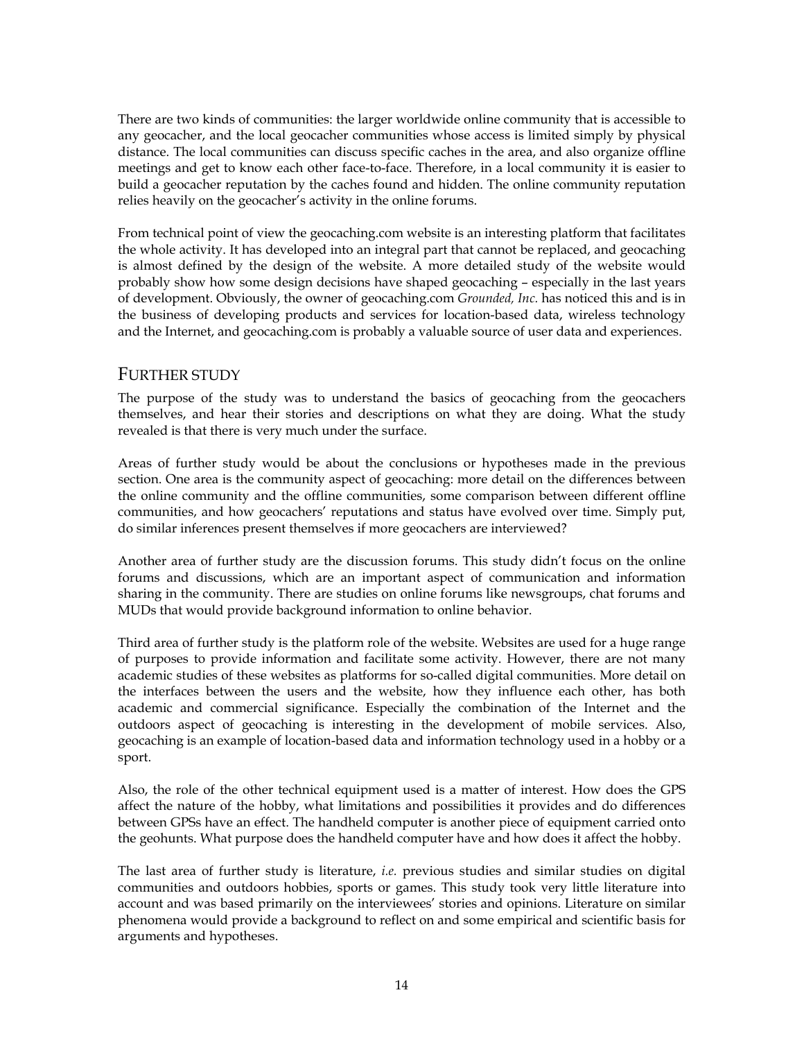There are two kinds of communities: the larger worldwide online community that is accessible to any geocacher, and the local geocacher communities whose access is limited simply by physical distance. The local communities can discuss specific caches in the area, and also organize offline meetings and get to know each other face-to-face. Therefore, in a local community it is easier to build a geocacher reputation by the caches found and hidden. The online community reputation relies heavily on the geocacher's activity in the online forums.

From technical point of view the geocaching.com website is an interesting platform that facilitates the whole activity. It has developed into an integral part that cannot be replaced, and geocaching is almost defined by the design of the website. A more detailed study of the website would probably show how some design decisions have shaped geocaching – especially in the last years of development. Obviously, the owner of geocaching.com *Grounded, Inc.* has noticed this and is in the business of developing products and services for location-based data, wireless technology and the Internet, and geocaching.com is probably a valuable source of user data and experiences.

## FURTHER STUDY

The purpose of the study was to understand the basics of geocaching from the geocachers themselves, and hear their stories and descriptions on what they are doing. What the study revealed is that there is very much under the surface.

Areas of further study would be about the conclusions or hypotheses made in the previous section. One area is the community aspect of geocaching: more detail on the differences between the online community and the offline communities, some comparison between different offline communities, and how geocachers' reputations and status have evolved over time. Simply put, do similar inferences present themselves if more geocachers are interviewed?

Another area of further study are the discussion forums. This study didn't focus on the online forums and discussions, which are an important aspect of communication and information sharing in the community. There are studies on online forums like newsgroups, chat forums and MUDs that would provide background information to online behavior.

Third area of further study is the platform role of the website. Websites are used for a huge range of purposes to provide information and facilitate some activity. However, there are not many academic studies of these websites as platforms for so-called digital communities. More detail on the interfaces between the users and the website, how they influence each other, has both academic and commercial significance. Especially the combination of the Internet and the outdoors aspect of geocaching is interesting in the development of mobile services. Also, geocaching is an example of location-based data and information technology used in a hobby or a sport.

Also, the role of the other technical equipment used is a matter of interest. How does the GPS affect the nature of the hobby, what limitations and possibilities it provides and do differences between GPSs have an effect. The handheld computer is another piece of equipment carried onto the geohunts. What purpose does the handheld computer have and how does it affect the hobby.

The last area of further study is literature, *i.e.* previous studies and similar studies on digital communities and outdoors hobbies, sports or games. This study took very little literature into account and was based primarily on the interviewees' stories and opinions. Literature on similar phenomena would provide a background to reflect on and some empirical and scientific basis for arguments and hypotheses.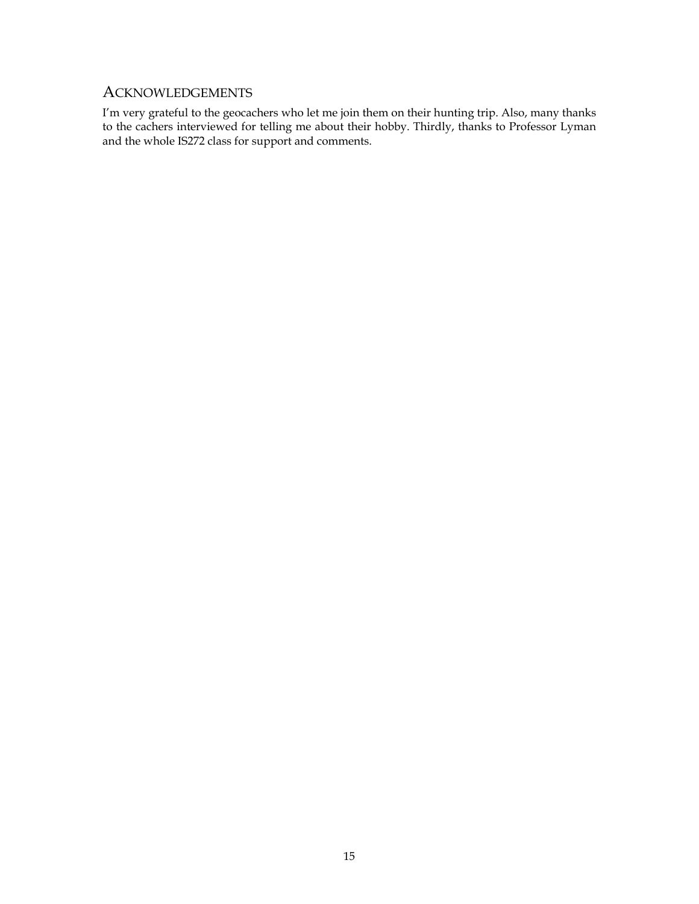## Acknowledgements

I'm very grateful to the geocachers who let me join them on their hunting trip. Also, many thanks to the cachers interviewed for telling me about their hobby. Thirdly, thanks to Professor Lyman and the whole IS272 class for support and comments.